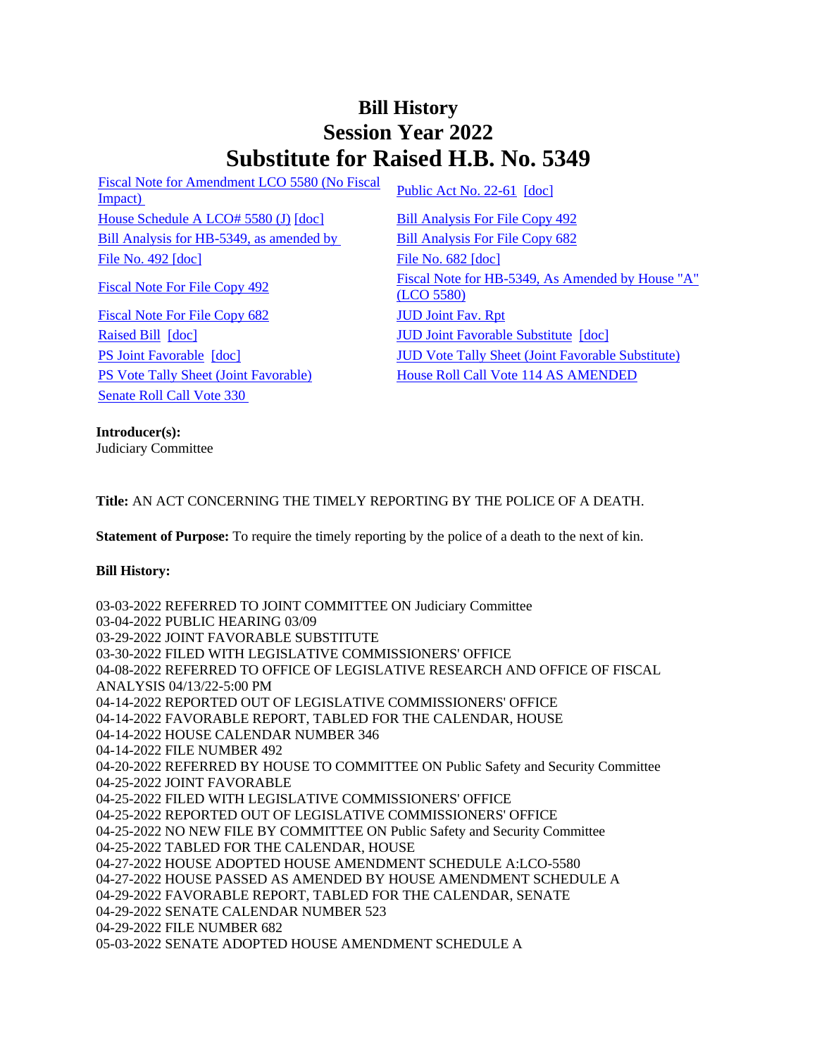# Bill History
# Session Year 2022
# Substitute for Raised H.B. No. 5349

| | |
|---|---|
| Fiscal Note for Amendment LCO 5580 (No Fiscal Impact) | Public Act No. 22-61 [doc] |
| House Schedule A LCO# 5580 (J) [doc] | Bill Analysis For File Copy 492 |
| Bill Analysis for HB-5349, as amended by | Bill Analysis For File Copy 682 |
| File No. 492 [doc] | File No. 682 [doc] |
| Fiscal Note For File Copy 492 | Fiscal Note for HB-5349, As Amended by House "A" (LCO 5580) |
| Fiscal Note For File Copy 682 | JUD Joint Fav. Rpt |
| Raised Bill [doc] | JUD Joint Favorable Substitute [doc] |
| PS Joint Favorable [doc] | JUD Vote Tally Sheet (Joint Favorable Substitute) |
| PS Vote Tally Sheet (Joint Favorable) | House Roll Call Vote 114 AS AMENDED |
| Senate Roll Call Vote 330 | |

**Introducer(s):**
Judiciary Committee

**Title:** AN ACT CONCERNING THE TIMELY REPORTING BY THE POLICE OF A DEATH.

**Statement of Purpose:** To require the timely reporting by the police of a death to the next of kin.

**Bill History:**

03-03-2022 REFERRED TO JOINT COMMITTEE ON Judiciary Committee
03-04-2022 PUBLIC HEARING 03/09
03-29-2022 JOINT FAVORABLE SUBSTITUTE
03-30-2022 FILED WITH LEGISLATIVE COMMISSIONERS' OFFICE
04-08-2022 REFERRED TO OFFICE OF LEGISLATIVE RESEARCH AND OFFICE OF FISCAL ANALYSIS 04/13/22-5:00 PM
04-14-2022 REPORTED OUT OF LEGISLATIVE COMMISSIONERS' OFFICE
04-14-2022 FAVORABLE REPORT, TABLED FOR THE CALENDAR, HOUSE
04-14-2022 HOUSE CALENDAR NUMBER 346
04-14-2022 FILE NUMBER 492
04-20-2022 REFERRED BY HOUSE TO COMMITTEE ON Public Safety and Security Committee
04-25-2022 JOINT FAVORABLE
04-25-2022 FILED WITH LEGISLATIVE COMMISSIONERS' OFFICE
04-25-2022 REPORTED OUT OF LEGISLATIVE COMMISSIONERS' OFFICE
04-25-2022 NO NEW FILE BY COMMITTEE ON Public Safety and Security Committee
04-25-2022 TABLED FOR THE CALENDAR, HOUSE
04-27-2022 HOUSE ADOPTED HOUSE AMENDMENT SCHEDULE A:LCO-5580
04-27-2022 HOUSE PASSED AS AMENDED BY HOUSE AMENDMENT SCHEDULE A
04-29-2022 FAVORABLE REPORT, TABLED FOR THE CALENDAR, SENATE
04-29-2022 SENATE CALENDAR NUMBER 523
04-29-2022 FILE NUMBER 682
05-03-2022 SENATE ADOPTED HOUSE AMENDMENT SCHEDULE A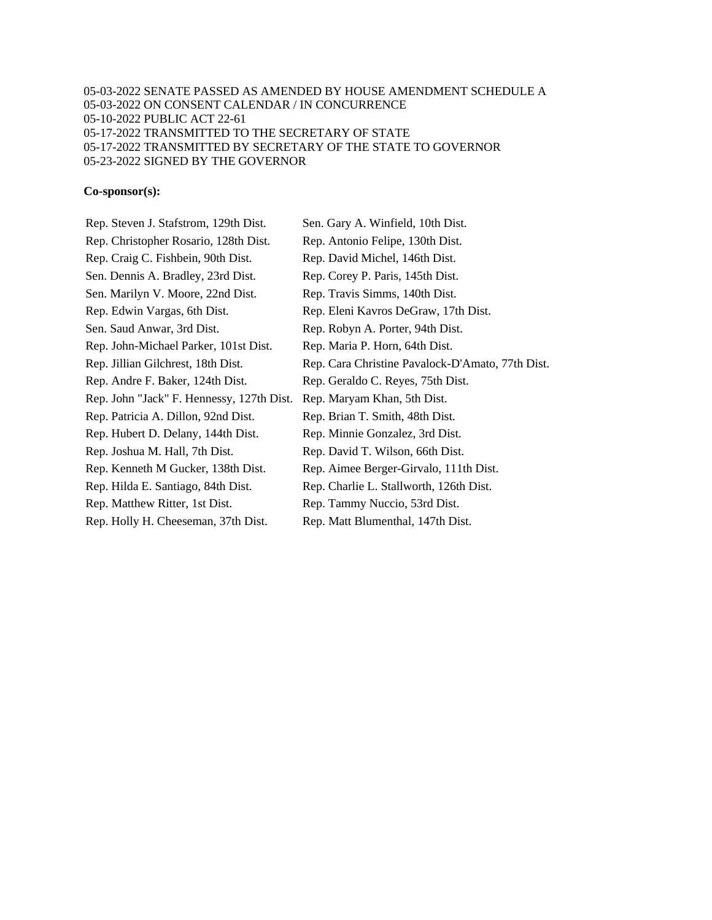05-03-2022 SENATE PASSED AS AMENDED BY HOUSE AMENDMENT SCHEDULE A
05-03-2022 ON CONSENT CALENDAR / IN CONCURRENCE
05-10-2022 PUBLIC ACT 22-61
05-17-2022 TRANSMITTED TO THE SECRETARY OF STATE
05-17-2022 TRANSMITTED BY SECRETARY OF THE STATE TO GOVERNOR
05-23-2022 SIGNED BY THE GOVERNOR

**Co-sponsor(s):**

| | |
|---|---|
| Rep. Steven J. Stafstrom, 129th Dist. | Sen. Gary A. Winfield, 10th Dist. |
| Rep. Christopher Rosario, 128th Dist. | Rep. Antonio Felipe, 130th Dist. |
| Rep. Craig C. Fishbein, 90th Dist. | Rep. David Michel, 146th Dist. |
| Sen. Dennis A. Bradley, 23rd Dist. | Rep. Corey P. Paris, 145th Dist. |
| Sen. Marilyn V. Moore, 22nd Dist. | Rep. Travis Simms, 140th Dist. |
| Rep. Edwin Vargas, 6th Dist. | Rep. Eleni Kavros DeGraw, 17th Dist. |
| Sen. Saud Anwar, 3rd Dist. | Rep. Robyn A. Porter, 94th Dist. |
| Rep. John-Michael Parker, 101st Dist. | Rep. Maria P. Horn, 64th Dist. |
| Rep. Jillian Gilchrest, 18th Dist. | Rep. Cara Christine Pavalock-D'Amato, 77th Dist. |
| Rep. Andre F. Baker, 124th Dist. | Rep. Geraldo C. Reyes, 75th Dist. |
| Rep. John "Jack" F. Hennessy, 127th Dist. | Rep. Maryam Khan, 5th Dist. |
| Rep. Patricia A. Dillon, 92nd Dist. | Rep. Brian T. Smith, 48th Dist. |
| Rep. Hubert D. Delany, 144th Dist. | Rep. Minnie Gonzalez, 3rd Dist. |
| Rep. Joshua M. Hall, 7th Dist. | Rep. David T. Wilson, 66th Dist. |
| Rep. Kenneth M Gucker, 138th Dist. | Rep. Aimee Berger-Girvalo, 111th Dist. |
| Rep. Hilda E. Santiago, 84th Dist. | Rep. Charlie L. Stallworth, 126th Dist. |
| Rep. Matthew Ritter, 1st Dist. | Rep. Tammy Nuccio, 53rd Dist. |
| Rep. Holly H. Cheeseman, 37th Dist. | Rep. Matt Blumenthal, 147th Dist. |